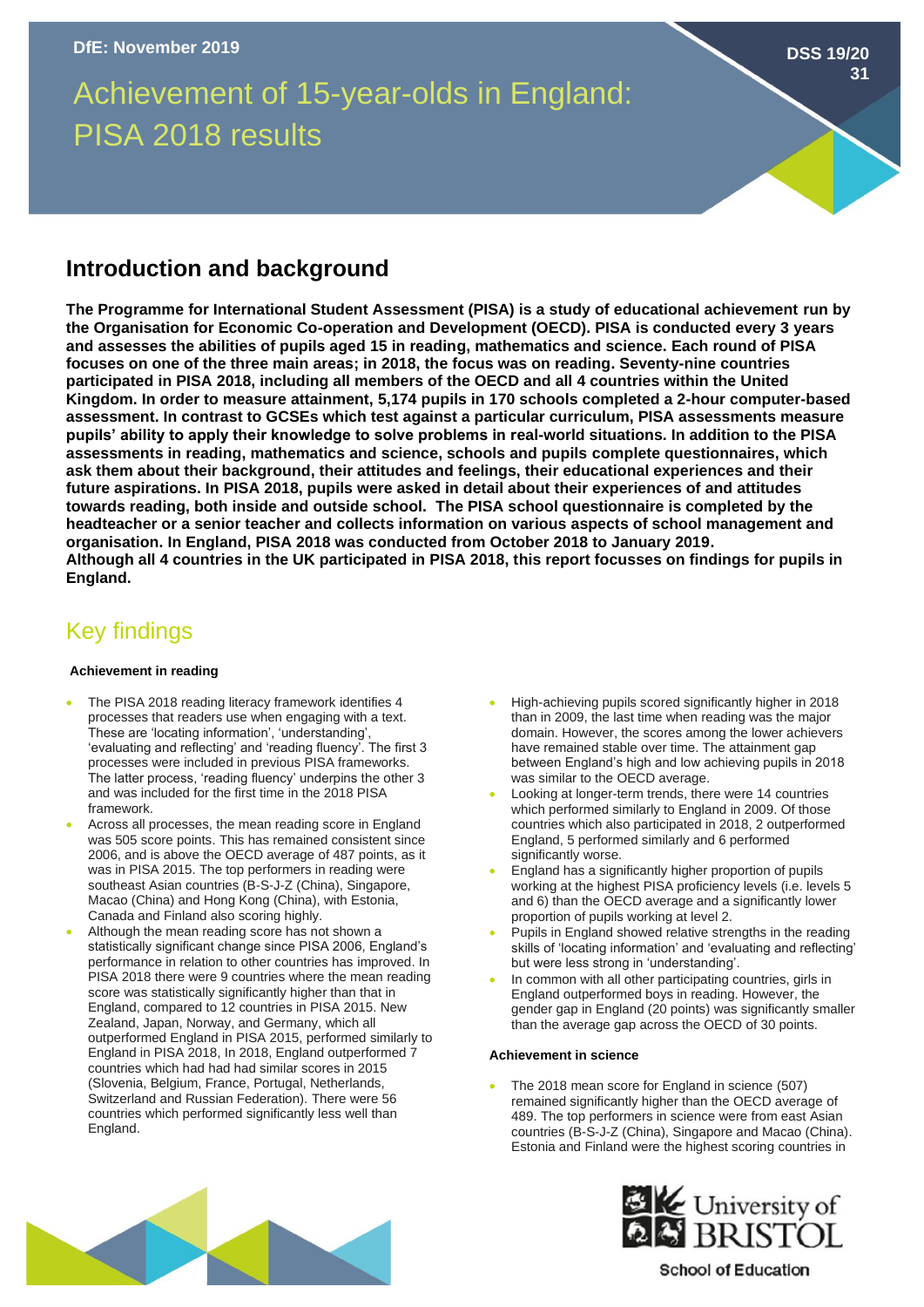DfE: November 2019

DSS 19/20 31

# Achievement of 15-year-olds in England: PISA 2018 results

## Introduction and background

**The Programme for International Student Assessment (PISA) is a study of educational achievement run by the Organisation for Economic Co-operation and Development (OECD). PISA is conducted every 3 years and assesses the abilities of pupils aged 15 in reading, mathematics and science. Each round of PISA focuses on one of the three main areas; in 2018, the focus was on reading. Seventy-nine countries participated in PISA 2018, including all members of the OECD and all 4 countries within the United Kingdom. In order to measure attainment, 5,174 pupils in 170 schools completed a 2-hour computer-based assessment. In contrast to GCSEs which test against a particular curriculum, PISA assessments measure pupils' ability to apply their knowledge to solve problems in real-world situations. In addition to the PISA assessments in reading, mathematics and science, schools and pupils complete questionnaires, which ask them about their background, their attitudes and feelings, their educational experiences and their future aspirations. In PISA 2018, pupils were asked in detail about their experiences of and attitudes towards reading, both inside and outside school. The PISA school questionnaire is completed by the headteacher or a senior teacher and collects information on various aspects of school management and organisation. In England, PISA 2018 was conducted from October 2018 to January 2019.**
**Although all 4 countries in the UK participated in PISA 2018, this report focusses on findings for pupils in England.**

## Key findings

### Achievement in reading

- The PISA 2018 reading literacy framework identifies 4 processes that readers use when engaging with a text. These are 'locating information', 'understanding', 'evaluating and reflecting' and 'reading fluency'. The first 3 processes were included in previous PISA frameworks. The latter process, 'reading fluency' underpins the other 3 and was included for the first time in the 2018 PISA framework.
- Across all processes, the mean reading score in England was 505 score points. This has remained consistent since 2006, and is above the OECD average of 487 points, as it was in PISA 2015. The top performers in reading were southeast Asian countries (B-S-J-Z (China), Singapore, Macao (China) and Hong Kong (China), with Estonia, Canada and Finland also scoring highly.
- Although the mean reading score has not shown a statistically significant change since PISA 2006, England's performance in relation to other countries has improved. In PISA 2018 there were 9 countries where the mean reading score was statistically significantly higher than that in England, compared to 12 countries in PISA 2015. New Zealand, Japan, Norway, and Germany, which all outperformed England in PISA 2015, performed similarly to England in PISA 2018, In 2018, England outperformed 7 countries which had had similar scores in 2015 (Slovenia, Belgium, France, Portugal, Netherlands, Switzerland and Russian Federation). There were 56 countries which performed significantly less well than England.
- High-achieving pupils scored significantly higher in 2018 than in 2009, the last time when reading was the major domain. However, the scores among the lower achievers have remained stable over time. The attainment gap between England's high and low achieving pupils in 2018 was similar to the OECD average.
- Looking at longer-term trends, there were 14 countries which performed similarly to England in 2009. Of those countries which also participated in 2018, 2 outperformed England, 5 performed similarly and 6 performed significantly worse.
- England has a significantly higher proportion of pupils working at the highest PISA proficiency levels (i.e. levels 5 and 6) than the OECD average and a significantly lower proportion of pupils working at level 2.
- Pupils in England showed relative strengths in the reading skills of 'locating information' and 'evaluating and reflecting' but were less strong in 'understanding'.
- In common with all other participating countries, girls in England outperformed boys in reading. However, the gender gap in England (20 points) was significantly smaller than the average gap across the OECD of 30 points.

### Achievement in science

- The 2018 mean score for England in science (507) remained significantly higher than the OECD average of 489. The top performers in science were from east Asian countries (B-S-J-Z (China), Singapore and Macao (China). Estonia and Finland were the highest scoring countries in

University of BRISTOL
School of Education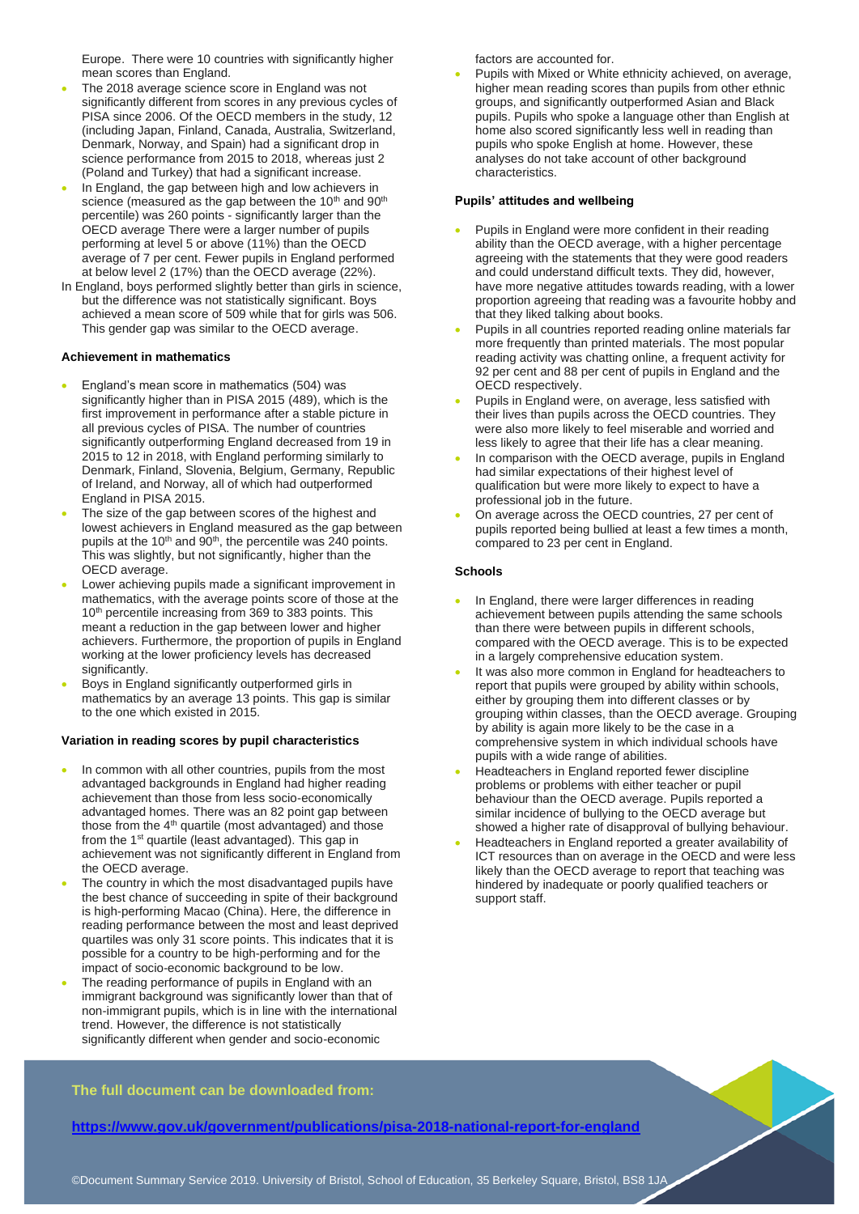Europe. There were 10 countries with significantly higher mean scores than England.

- The 2018 average science score in England was not significantly different from scores in any previous cycles of PISA since 2006. Of the OECD members in the study, 12 (including Japan, Finland, Canada, Australia, Switzerland, Denmark, Norway, and Spain) had a significant drop in science performance from 2015 to 2018, whereas just 2 (Poland and Turkey) that had a significant increase.
- In England, the gap between high and low achievers in science (measured as the gap between the 10th and 90th percentile) was 260 points - significantly larger than the OECD average There were a larger number of pupils performing at level 5 or above (11%) than the OECD average of 7 per cent. Fewer pupils in England performed at below level 2 (17%) than the OECD average (22%).

In England, boys performed slightly better than girls in science, but the difference was not statistically significant. Boys achieved a mean score of 509 while that for girls was 506. This gender gap was similar to the OECD average.

### Achievement in mathematics

- England's mean score in mathematics (504) was significantly higher than in PISA 2015 (489), which is the first improvement in performance after a stable picture in all previous cycles of PISA. The number of countries significantly outperforming England decreased from 19 in 2015 to 12 in 2018, with England performing similarly to Denmark, Finland, Slovenia, Belgium, Germany, Republic of Ireland, and Norway, all of which had outperformed England in PISA 2015.
- The size of the gap between scores of the highest and lowest achievers in England measured as the gap between pupils at the 10th and 90th, the percentile was 240 points. This was slightly, but not significantly, higher than the OECD average.
- Lower achieving pupils made a significant improvement in mathematics, with the average points score of those at the 10th percentile increasing from 369 to 383 points. This meant a reduction in the gap between lower and higher achievers. Furthermore, the proportion of pupils in England working at the lower proficiency levels has decreased significantly.
- Boys in England significantly outperformed girls in mathematics by an average 13 points. This gap is similar to the one which existed in 2015.

### Variation in reading scores by pupil characteristics

- In common with all other countries, pupils from the most advantaged backgrounds in England had higher reading achievement than those from less socio-economically advantaged homes. There was an 82 point gap between those from the 4th quartile (most advantaged) and those from the 1st quartile (least advantaged). This gap in achievement was not significantly different in England from the OECD average.
- The country in which the most disadvantaged pupils have the best chance of succeeding in spite of their background is high-performing Macao (China). Here, the difference in reading performance between the most and least deprived quartiles was only 31 score points. This indicates that it is possible for a country to be high-performing and for the impact of socio-economic background to be low.
- The reading performance of pupils in England with an immigrant background was significantly lower than that of non-immigrant pupils, which is in line with the international trend. However, the difference is not statistically significantly different when gender and socio-economic factors are accounted for.
- Pupils with Mixed or White ethnicity achieved, on average, higher mean reading scores than pupils from other ethnic groups, and significantly outperformed Asian and Black pupils. Pupils who spoke a language other than English at home also scored significantly less well in reading than pupils who spoke English at home. However, these analyses do not take account of other background characteristics.

### Pupils' attitudes and wellbeing

- Pupils in England were more confident in their reading ability than the OECD average, with a higher percentage agreeing with the statements that they were good readers and could understand difficult texts. They did, however, have more negative attitudes towards reading, with a lower proportion agreeing that reading was a favourite hobby and that they liked talking about books.
- Pupils in all countries reported reading online materials far more frequently than printed materials. The most popular reading activity was chatting online, a frequent activity for 92 per cent and 88 per cent of pupils in England and the OECD respectively.
- Pupils in England were, on average, less satisfied with their lives than pupils across the OECD countries. They were also more likely to feel miserable and worried and less likely to agree that their life has a clear meaning.
- In comparison with the OECD average, pupils in England had similar expectations of their highest level of qualification but were more likely to expect to have a professional job in the future.
- On average across the OECD countries, 27 per cent of pupils reported being bullied at least a few times a month, compared to 23 per cent in England.

### Schools

- In England, there were larger differences in reading achievement between pupils attending the same schools than there were between pupils in different schools, compared with the OECD average. This is to be expected in a largely comprehensive education system.
- It was also more common in England for headteachers to report that pupils were grouped by ability within schools, either by grouping them into different classes or by grouping within classes, than the OECD average. Grouping by ability is again more likely to be the case in a comprehensive system in which individual schools have pupils with a wide range of abilities.
- Headteachers in England reported fewer discipline problems or problems with either teacher or pupil behaviour than the OECD average. Pupils reported a similar incidence of bullying to the OECD average but showed a higher rate of disapproval of bullying behaviour.
- Headteachers in England reported a greater availability of ICT resources than on average in the OECD and were less likely than the OECD average to report that teaching was hindered by inadequate or poorly qualified teachers or support staff.

**The full document can be downloaded from:**

https://www.gov.uk/government/publications/pisa-2018-national-report-for-england

©Document Summary Service 2019. University of Bristol, School of Education, 35 Berkeley Square, Bristol, BS8 1JA